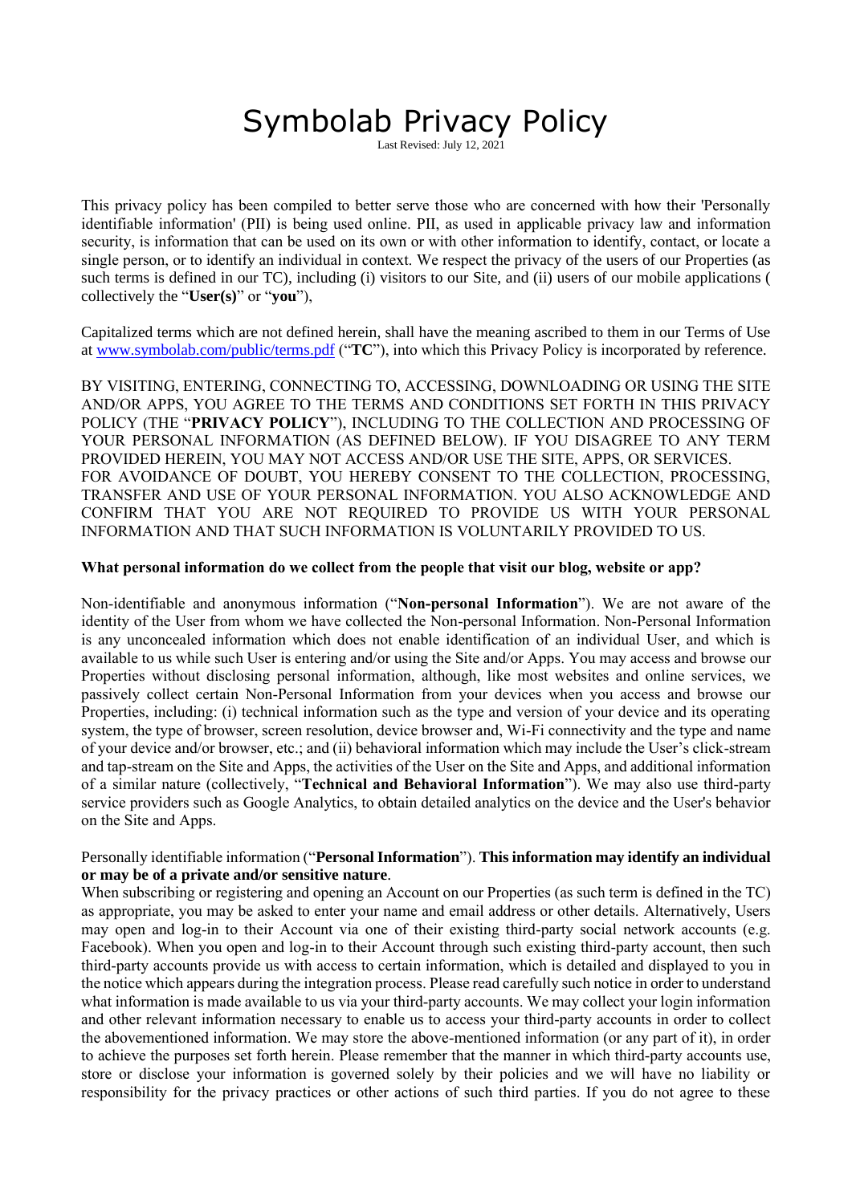# Symbolab Privacy Policy

Last Revised: July 12, 2021

This privacy policy has been compiled to better serve those who are concerned with how their 'Personally identifiable information' (PII) is being used online. PII, as used in applicable privacy law and information security, is information that can be used on its own or with other information to identify, contact, or locate a single person, or to identify an individual in context. We respect the privacy of the users of our Properties (as such terms is defined in our TC), including (i) visitors to our Site, and (ii) users of our mobile applications ( collectively the "**User(s)**" or "**you**"),

Capitalized terms which are not defined herein, shall have the meaning ascribed to them in our Terms of Use at [www.symbolab.com/public/terms.pdf](www.symbolab.com/public/terms.pdf) ("**TC**"), into which this Privacy Policy is incorporated by reference.

BY VISITING, ENTERING, CONNECTING TO, ACCESSING, DOWNLOADING OR USING THE SITE AND/OR APPS, YOU AGREE TO THE TERMS AND CONDITIONS SET FORTH IN THIS PRIVACY POLICY (THE "**PRIVACY POLICY**"), INCLUDING TO THE COLLECTION AND PROCESSING OF YOUR PERSONAL INFORMATION (AS DEFINED BELOW). IF YOU DISAGREE TO ANY TERM PROVIDED HEREIN, YOU MAY NOT ACCESS AND/OR USE THE SITE, APPS, OR SERVICES. FOR AVOIDANCE OF DOUBT, YOU HEREBY CONSENT TO THE COLLECTION, PROCESSING, TRANSFER AND USE OF YOUR PERSONAL INFORMATION. YOU ALSO ACKNOWLEDGE AND CONFIRM THAT YOU ARE NOT REQUIRED TO PROVIDE US WITH YOUR PERSONAL INFORMATION AND THAT SUCH INFORMATION IS VOLUNTARILY PROVIDED TO US.

**What personal information do we collect from the people that visit our blog, website or app?**

Non-identifiable and anonymous information ("**Non-personal Information**"). We are not aware of the identity of the User from whom we have collected the Non-personal Information. Non-Personal Information is any unconcealed information which does not enable identification of an individual User, and which is available to us while such User is entering and/or using the Site and/or Apps. You may access and browse our Properties without disclosing personal information, although, like most websites and online services, we passively collect certain Non-Personal Information from your devices when you access and browse our Properties, including: (i) technical information such as the type and version of your device and its operating system, the type of browser, screen resolution, device browser and, Wi-Fi connectivity and the type and name of your device and/or browser, etc.; and (ii) behavioral information which may include the User's click-stream and tap-stream on the Site and Apps, the activities of the User on the Site and Apps, and additional information of a similar nature (collectively, "**Technical and Behavioral Information**"). We may also use third-party service providers such as Google Analytics, to obtain detailed analytics on the device and the User's behavior on the Site and Apps.

Personally identifiable information ("**Personal Information**"). **This information may identify an individual or may be of a private and/or sensitive nature**.

When subscribing or registering and opening an Account on our Properties (as such term is defined in the TC) as appropriate, you may be asked to enter your name and email address or other details. Alternatively, Users may open and log-in to their Account via one of their existing third-party social network accounts (e.g. Facebook). When you open and log-in to their Account through such existing third-party account, then such third-party accounts provide us with access to certain information, which is detailed and displayed to you in the notice which appears during the integration process. Please read carefully such notice in order to understand what information is made available to us via your third-party accounts. We may collect your login information and other relevant information necessary to enable us to access your third-party accounts in order to collect the abovementioned information. We may store the above-mentioned information (or any part of it), in order to achieve the purposes set forth herein. Please remember that the manner in which third-party accounts use, store or disclose your information is governed solely by their policies and we will have no liability or responsibility for the privacy practices or other actions of such third parties. If you do not agree to these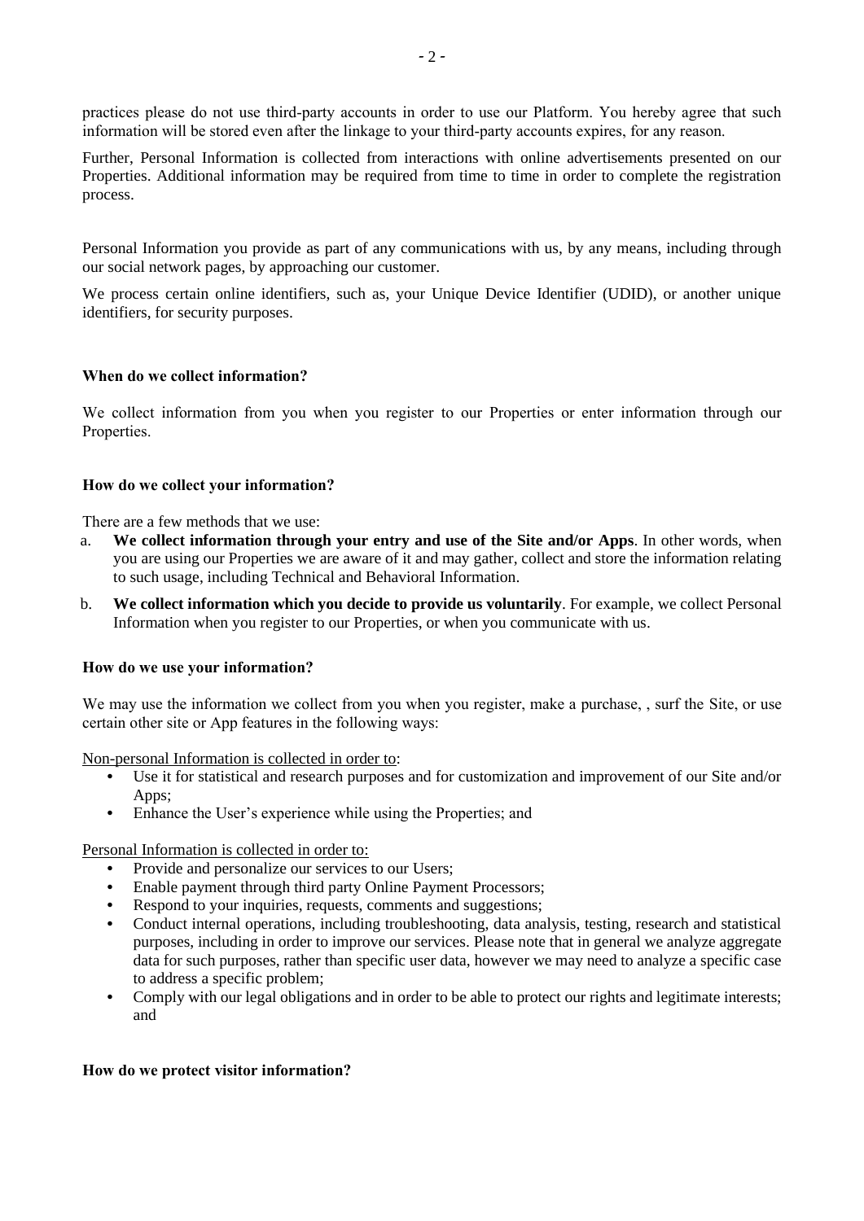practices please do not use third-party accounts in order to use our Platform. You hereby agree that such information will be stored even after the linkage to your third-party accounts expires, for any reason.

Further, Personal Information is collected from interactions with online advertisements presented on our Properties. Additional information may be required from time to time in order to complete the registration process.

Personal Information you provide as part of any communications with us, by any means, including through our social network pages, by approaching our customer.

We process certain online identifiers, such as, your Unique Device Identifier (UDID), or another unique identifiers, for security purposes.

**When do we collect information?**

We collect information from you when you register to our Properties or enter information through our Properties.

**How do we collect your information?**

There are a few methods that we use:

a. **We collect information through your entry and use of the Site and/or Apps**. In other words, when you are using our Properties we are aware of it and may gather, collect and store the information relating to such usage, including Technical and Behavioral Information.

b. **We collect information which you decide to provide us voluntarily**. For example, we collect Personal Information when you register to our Properties, or when you communicate with us.

**How do we use your information?**

We may use the information we collect from you when you register, make a purchase, , surf the Site, or use certain other site or App features in the following ways:

<u>Non-personal Information is collected in order to</u>:

- Use it for statistical and research purposes and for customization and improvement of our Site and/or Apps;
- Enhance the User's experience while using the Properties; and

<u>Personal Information is collected in order to:</u>

- Provide and personalize our services to our Users;
- Enable payment through third party Online Payment Processors;
- Respond to your inquiries, requests, comments and suggestions;
- Conduct internal operations, including troubleshooting, data analysis, testing, research and statistical purposes, including in order to improve our services. Please note that in general we analyze aggregate data for such purposes, rather than specific user data, however we may need to analyze a specific case to address a specific problem;
- Comply with our legal obligations and in order to be able to protect our rights and legitimate interests; and

**How do we protect visitor information?**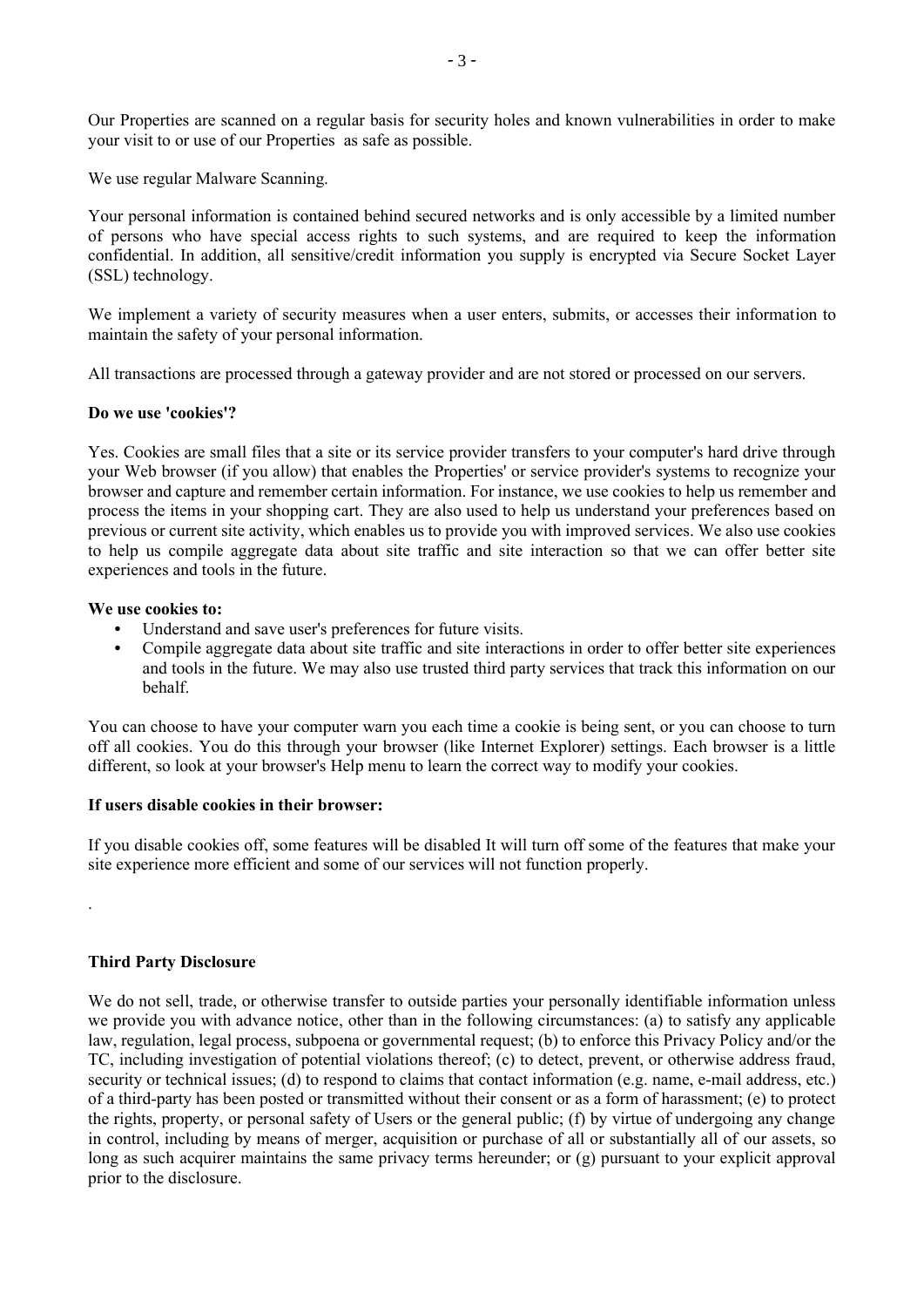Our Properties are scanned on a regular basis for security holes and known vulnerabilities in order to make your visit to or use of our Properties as safe as possible.

We use regular Malware Scanning.

Your personal information is contained behind secured networks and is only accessible by a limited number of persons who have special access rights to such systems, and are required to keep the information confidential. In addition, all sensitive/credit information you supply is encrypted via Secure Socket Layer (SSL) technology.

We implement a variety of security measures when a user enters, submits, or accesses their information to maintain the safety of your personal information.

All transactions are processed through a gateway provider and are not stored or processed on our servers.

**Do we use 'cookies'?**

Yes. Cookies are small files that a site or its service provider transfers to your computer's hard drive through your Web browser (if you allow) that enables the Properties' or service provider's systems to recognize your browser and capture and remember certain information. For instance, we use cookies to help us remember and process the items in your shopping cart. They are also used to help us understand your preferences based on previous or current site activity, which enables us to provide you with improved services. We also use cookies to help us compile aggregate data about site traffic and site interaction so that we can offer better site experiences and tools in the future.

**We use cookies to:**

- Understand and save user's preferences for future visits.
- Compile aggregate data about site traffic and site interactions in order to offer better site experiences and tools in the future. We may also use trusted third party services that track this information on our behalf.

You can choose to have your computer warn you each time a cookie is being sent, or you can choose to turn off all cookies. You do this through your browser (like Internet Explorer) settings. Each browser is a little different, so look at your browser's Help menu to learn the correct way to modify your cookies.

**If users disable cookies in their browser:**

If you disable cookies off, some features will be disabled It will turn off some of the features that make your site experience more efficient and some of our services will not function properly.

.

**Third Party Disclosure**

We do not sell, trade, or otherwise transfer to outside parties your personally identifiable information unless we provide you with advance notice, other than in the following circumstances: (a) to satisfy any applicable law, regulation, legal process, subpoena or governmental request; (b) to enforce this Privacy Policy and/or the TC, including investigation of potential violations thereof; (c) to detect, prevent, or otherwise address fraud, security or technical issues; (d) to respond to claims that contact information (e.g. name, e-mail address, etc.) of a third-party has been posted or transmitted without their consent or as a form of harassment; (e) to protect the rights, property, or personal safety of Users or the general public; (f) by virtue of undergoing any change in control, including by means of merger, acquisition or purchase of all or substantially all of our assets, so long as such acquirer maintains the same privacy terms hereunder; or (g) pursuant to your explicit approval prior to the disclosure.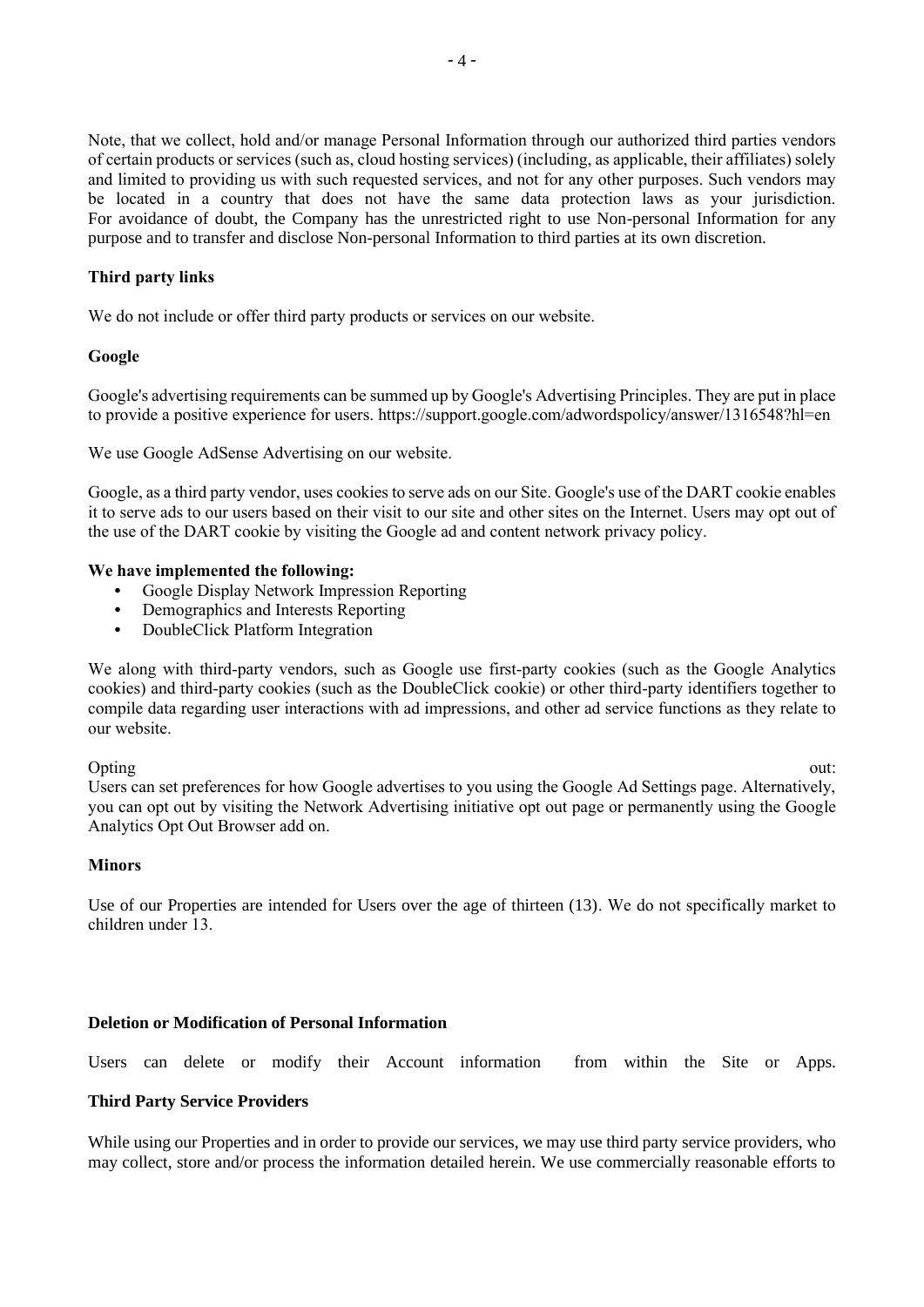Note, that we collect, hold and/or manage Personal Information through our authorized third parties vendors of certain products or services (such as, cloud hosting services) (including, as applicable, their affiliates) solely and limited to providing us with such requested services, and not for any other purposes. Such vendors may be located in a country that does not have the same data protection laws as your jurisdiction. For avoidance of doubt, the Company has the unrestricted right to use Non-personal Information for any purpose and to transfer and disclose Non-personal Information to third parties at its own discretion.

**Third party links**

We do not include or offer third party products or services on our website.

**Google**

Google's advertising requirements can be summed up by Google's Advertising Principles. They are put in place to provide a positive experience for users. https://support.google.com/adwordspolicy/answer/1316548?hl=en

We use Google AdSense Advertising on our website.

Google, as a third party vendor, uses cookies to serve ads on our Site. Google's use of the DART cookie enables it to serve ads to our users based on their visit to our site and other sites on the Internet. Users may opt out of the use of the DART cookie by visiting the Google ad and content network privacy policy.

**We have implemented the following:**

- Google Display Network Impression Reporting
- Demographics and Interests Reporting
- DoubleClick Platform Integration

We along with third-party vendors, such as Google use first-party cookies (such as the Google Analytics cookies) and third-party cookies (such as the DoubleClick cookie) or other third-party identifiers together to compile data regarding user interactions with ad impressions, and other ad service functions as they relate to our website.

Opting out:
Users can set preferences for how Google advertises to you using the Google Ad Settings page. Alternatively, you can opt out by visiting the Network Advertising initiative opt out page or permanently using the Google Analytics Opt Out Browser add on.

**Minors**

Use of our Properties are intended for Users over the age of thirteen (13). We do not specifically market to children under 13.

**Deletion or Modification of Personal Information**

Users can delete or modify their Account information from within the Site or Apps.

**Third Party Service Providers**

While using our Properties and in order to provide our services, we may use third party service providers, who may collect, store and/or process the information detailed herein. We use commercially reasonable efforts to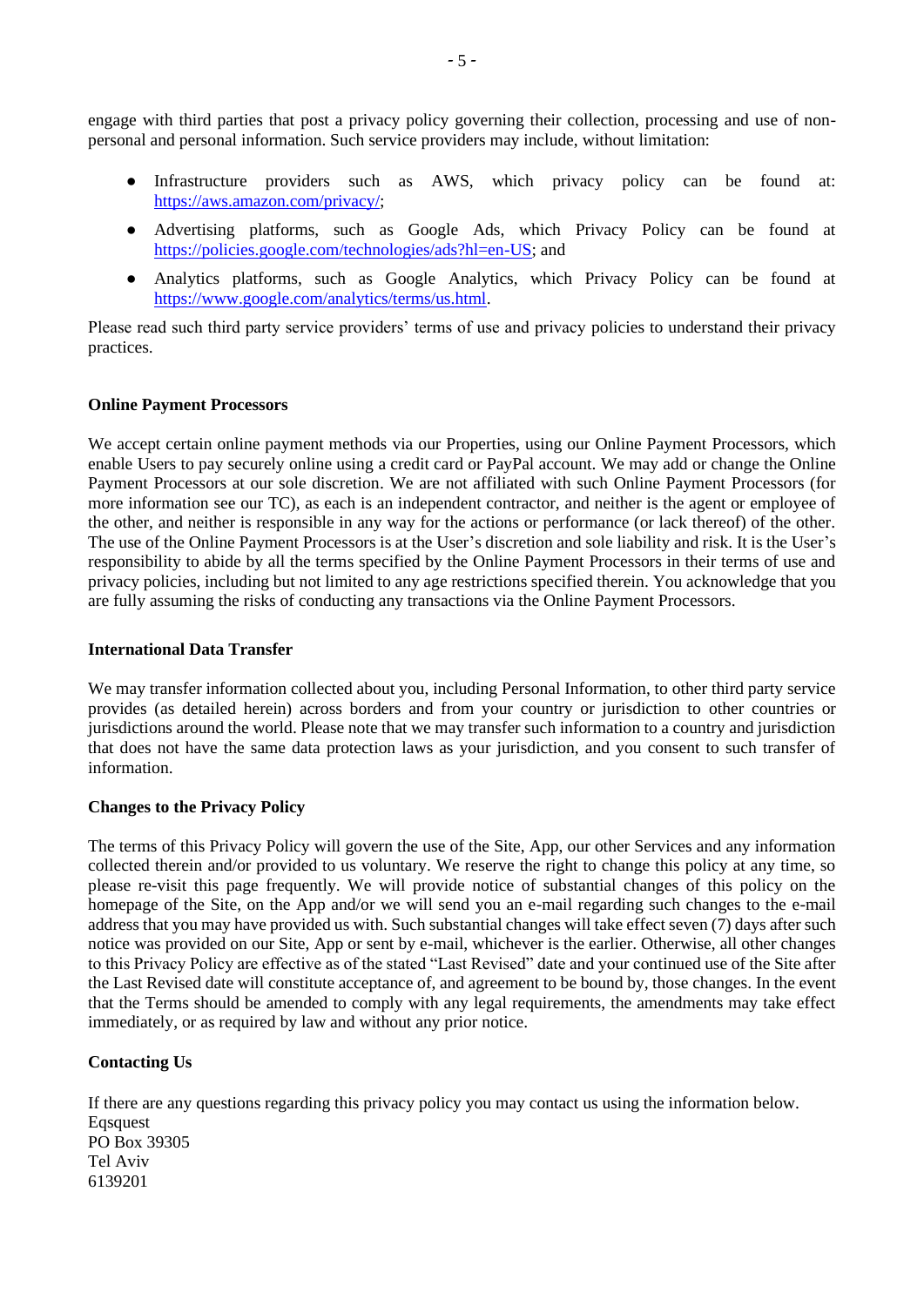engage with third parties that post a privacy policy governing their collection, processing and use of non-personal and personal information. Such service providers may include, without limitation:

- Infrastructure providers such as AWS, which privacy policy can be found at: [https://aws.amazon.com/privacy/](https://aws.amazon.com/privacy/);
- Advertising platforms, such as Google Ads, which Privacy Policy can be found at [https://policies.google.com/technologies/ads?hl=en-US](https://policies.google.com/technologies/ads?hl=en-US); and
- Analytics platforms, such as Google Analytics, which Privacy Policy can be found at [https://www.google.com/analytics/terms/us.html](https://www.google.com/analytics/terms/us.html).

Please read such third party service providers' terms of use and privacy policies to understand their privacy practices.

**Online Payment Processors**

We accept certain online payment methods via our Properties, using our Online Payment Processors, which enable Users to pay securely online using a credit card or PayPal account. We may add or change the Online Payment Processors at our sole discretion. We are not affiliated with such Online Payment Processors (for more information see our TC), as each is an independent contractor, and neither is the agent or employee of the other, and neither is responsible in any way for the actions or performance (or lack thereof) of the other. The use of the Online Payment Processors is at the User's discretion and sole liability and risk. It is the User's responsibility to abide by all the terms specified by the Online Payment Processors in their terms of use and privacy policies, including but not limited to any age restrictions specified therein. You acknowledge that you are fully assuming the risks of conducting any transactions via the Online Payment Processors.

**International Data Transfer**

We may transfer information collected about you, including Personal Information, to other third party service provides (as detailed herein) across borders and from your country or jurisdiction to other countries or jurisdictions around the world. Please note that we may transfer such information to a country and jurisdiction that does not have the same data protection laws as your jurisdiction, and you consent to such transfer of information.

**Changes to the Privacy Policy**

The terms of this Privacy Policy will govern the use of the Site, App, our other Services and any information collected therein and/or provided to us voluntary. We reserve the right to change this policy at any time, so please re-visit this page frequently. We will provide notice of substantial changes of this policy on the homepage of the Site, on the App and/or we will send you an e-mail regarding such changes to the e-mail address that you may have provided us with. Such substantial changes will take effect seven (7) days after such notice was provided on our Site, App or sent by e-mail, whichever is the earlier. Otherwise, all other changes to this Privacy Policy are effective as of the stated "Last Revised" date and your continued use of the Site after the Last Revised date will constitute acceptance of, and agreement to be bound by, those changes. In the event that the Terms should be amended to comply with any legal requirements, the amendments may take effect immediately, or as required by law and without any prior notice.

**Contacting Us**

If there are any questions regarding this privacy policy you may contact us using the information below.
Eqsquest
PO Box 39305
Tel Aviv
6139201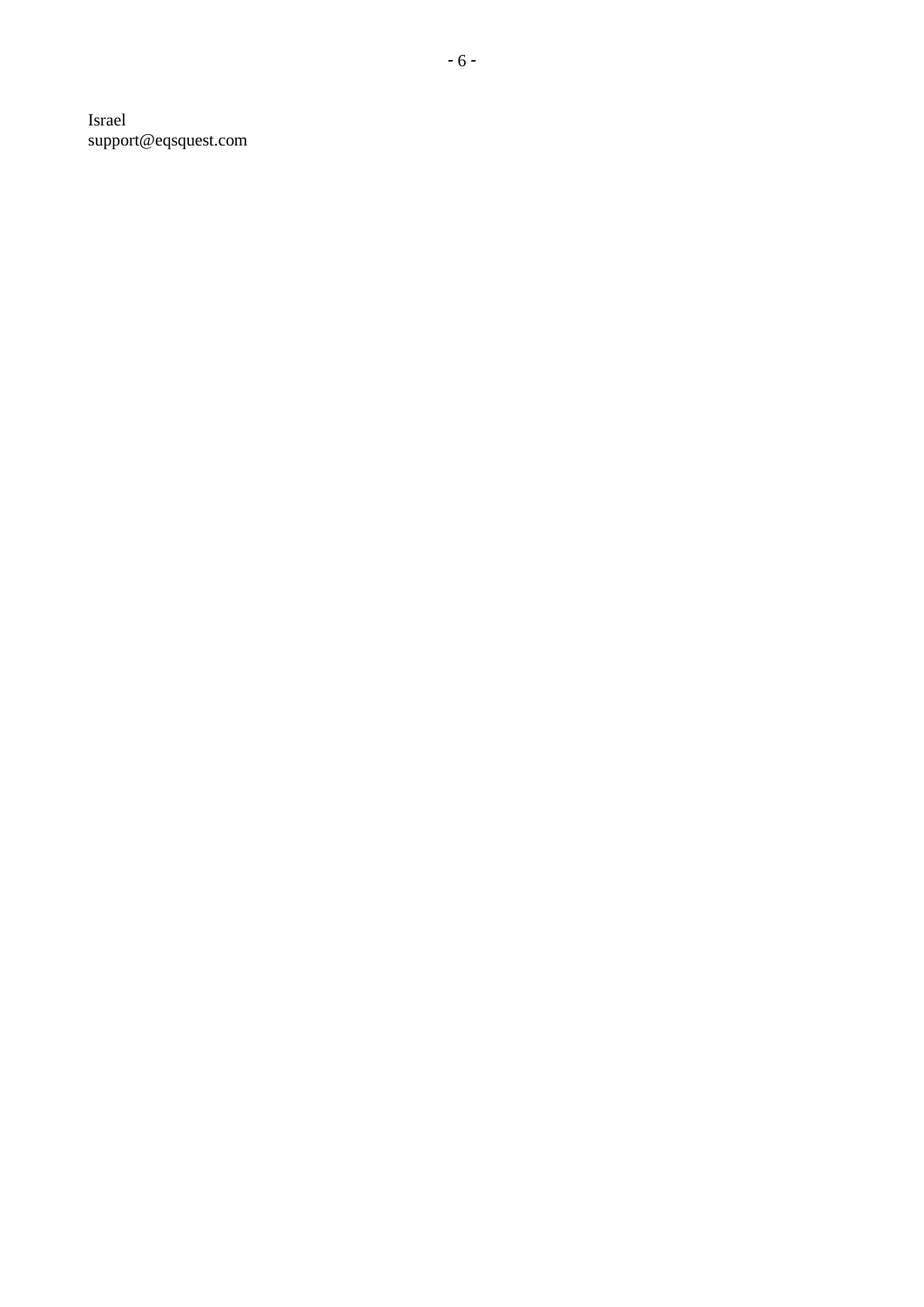Israel
support@eqsquest.com